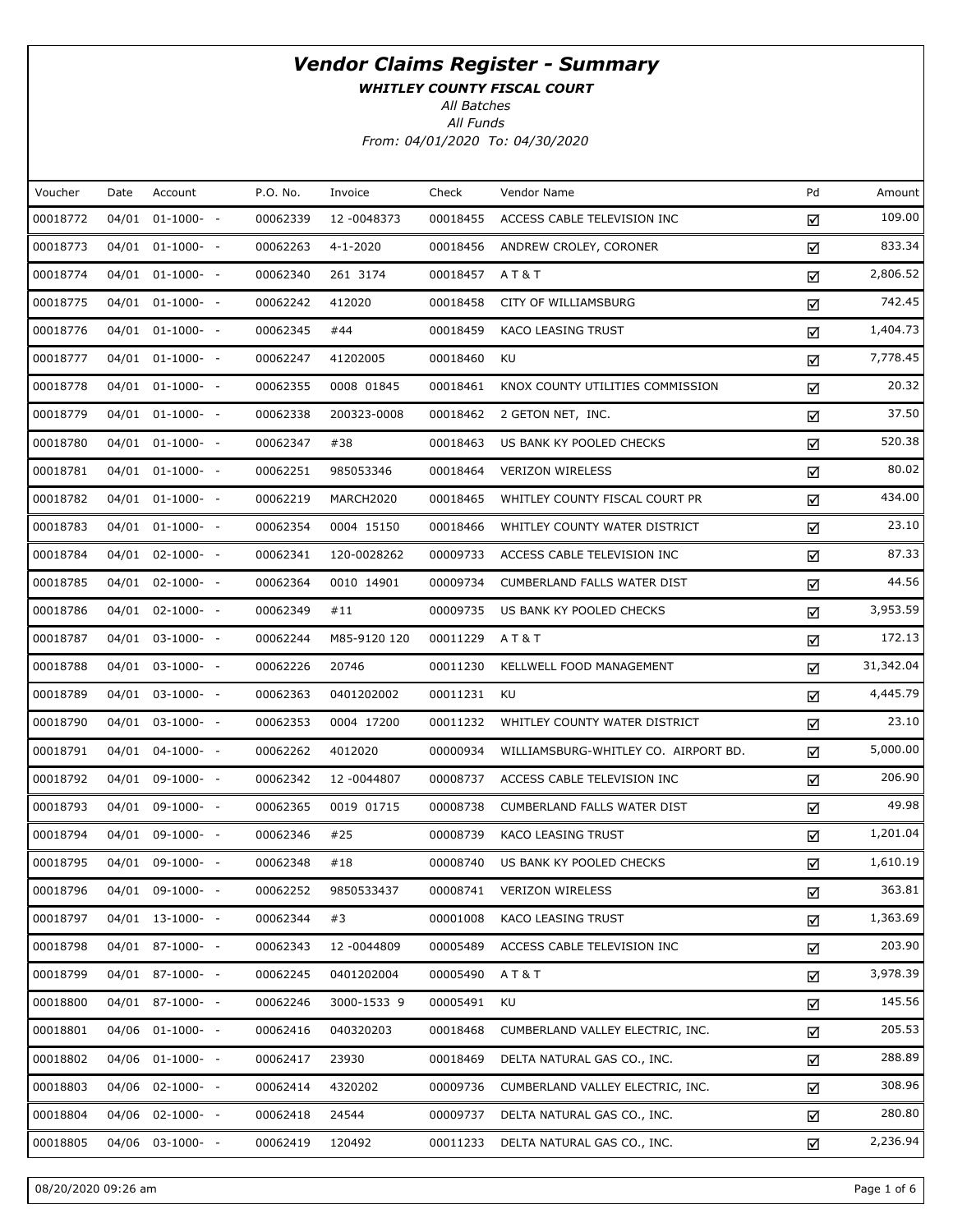# *Vendor Claims Register - Summary*

***WHITLEY COUNTY FISCAL COURT***

*All Batches*

*All Funds*

*From: 04/01/2020 To: 04/30/2020*

| Voucher | Date | Account | P.O. No. | Invoice | Check | Vendor Name | Pd | Amount |
|---|---|---|---|---|---|---|---|---|
| 00018772 | 04/01 | 01-1000- - | 00062339 | 12 -0048373 | 00018455 | ACCESS CABLE TELEVISION INC | ☑ | 109.00 |
| 00018773 | 04/01 | 01-1000- - | 00062263 | 4-1-2020 | 00018456 | ANDREW CROLEY, CORONER | ☑ | 833.34 |
| 00018774 | 04/01 | 01-1000- - | 00062340 | 261 3174 | 00018457 | A T & T | ☑ | 2,806.52 |
| 00018775 | 04/01 | 01-1000- - | 00062242 | 412020 | 00018458 | CITY OF WILLIAMSBURG | ☑ | 742.45 |
| 00018776 | 04/01 | 01-1000- - | 00062345 | #44 | 00018459 | KACO LEASING TRUST | ☑ | 1,404.73 |
| 00018777 | 04/01 | 01-1000- - | 00062247 | 41202005 | 00018460 | KU | ☑ | 7,778.45 |
| 00018778 | 04/01 | 01-1000- - | 00062355 | 0008 01845 | 00018461 | KNOX COUNTY UTILITIES COMMISSION | ☑ | 20.32 |
| 00018779 | 04/01 | 01-1000- - | 00062338 | 200323-0008 | 00018462 | 2 GETON NET, INC. | ☑ | 37.50 |
| 00018780 | 04/01 | 01-1000- - | 00062347 | #38 | 00018463 | US BANK KY POOLED CHECKS | ☑ | 520.38 |
| 00018781 | 04/01 | 01-1000- - | 00062251 | 985053346 | 00018464 | VERIZON WIRELESS | ☑ | 80.02 |
| 00018782 | 04/01 | 01-1000- - | 00062219 | MARCH2020 | 00018465 | WHITLEY COUNTY FISCAL COURT PR | ☑ | 434.00 |
| 00018783 | 04/01 | 01-1000- - | 00062354 | 0004 15150 | 00018466 | WHITLEY COUNTY WATER DISTRICT | ☑ | 23.10 |
| 00018784 | 04/01 | 02-1000- - | 00062341 | 120-0028262 | 00009733 | ACCESS CABLE TELEVISION INC | ☑ | 87.33 |
| 00018785 | 04/01 | 02-1000- - | 00062364 | 0010 14901 | 00009734 | CUMBERLAND FALLS WATER DIST | ☑ | 44.56 |
| 00018786 | 04/01 | 02-1000- - | 00062349 | #11 | 00009735 | US BANK KY POOLED CHECKS | ☑ | 3,953.59 |
| 00018787 | 04/01 | 03-1000- - | 00062244 | M85-9120 120 | 00011229 | A T & T | ☑ | 172.13 |
| 00018788 | 04/01 | 03-1000- - | 00062226 | 20746 | 00011230 | KELLWELL FOOD MANAGEMENT | ☑ | 31,342.04 |
| 00018789 | 04/01 | 03-1000- - | 00062363 | 0401202002 | 00011231 | KU | ☑ | 4,445.79 |
| 00018790 | 04/01 | 03-1000- - | 00062353 | 0004 17200 | 00011232 | WHITLEY COUNTY WATER DISTRICT | ☑ | 23.10 |
| 00018791 | 04/01 | 04-1000- - | 00062262 | 4012020 | 00000934 | WILLIAMSBURG-WHITLEY CO. AIRPORT BD. | ☑ | 5,000.00 |
| 00018792 | 04/01 | 09-1000- - | 00062342 | 12 -0044807 | 00008737 | ACCESS CABLE TELEVISION INC | ☑ | 206.90 |
| 00018793 | 04/01 | 09-1000- - | 00062365 | 0019 01715 | 00008738 | CUMBERLAND FALLS WATER DIST | ☑ | 49.98 |
| 00018794 | 04/01 | 09-1000- - | 00062346 | #25 | 00008739 | KACO LEASING TRUST | ☑ | 1,201.04 |
| 00018795 | 04/01 | 09-1000- - | 00062348 | #18 | 00008740 | US BANK KY POOLED CHECKS | ☑ | 1,610.19 |
| 00018796 | 04/01 | 09-1000- - | 00062252 | 9850533437 | 00008741 | VERIZON WIRELESS | ☑ | 363.81 |
| 00018797 | 04/01 | 13-1000- - | 00062344 | #3 | 00001008 | KACO LEASING TRUST | ☑ | 1,363.69 |
| 00018798 | 04/01 | 87-1000- - | 00062343 | 12 -0044809 | 00005489 | ACCESS CABLE TELEVISION INC | ☑ | 203.90 |
| 00018799 | 04/01 | 87-1000- - | 00062245 | 0401202004 | 00005490 | A T & T | ☑ | 3,978.39 |
| 00018800 | 04/01 | 87-1000- - | 00062246 | 3000-1533 9 | 00005491 | KU | ☑ | 145.56 |
| 00018801 | 04/06 | 01-1000- - | 00062416 | 040320203 | 00018468 | CUMBERLAND VALLEY ELECTRIC, INC. | ☑ | 205.53 |
| 00018802 | 04/06 | 01-1000- - | 00062417 | 23930 | 00018469 | DELTA NATURAL GAS CO., INC. | ☑ | 288.89 |
| 00018803 | 04/06 | 02-1000- - | 00062414 | 4320202 | 00009736 | CUMBERLAND VALLEY ELECTRIC, INC. | ☑ | 308.96 |
| 00018804 | 04/06 | 02-1000- - | 00062418 | 24544 | 00009737 | DELTA NATURAL GAS CO., INC. | ☑ | 280.80 |
| 00018805 | 04/06 | 03-1000- - | 00062419 | 120492 | 00011233 | DELTA NATURAL GAS CO., INC. | ☑ | 2,236.94 |

08/20/2020 09:26 am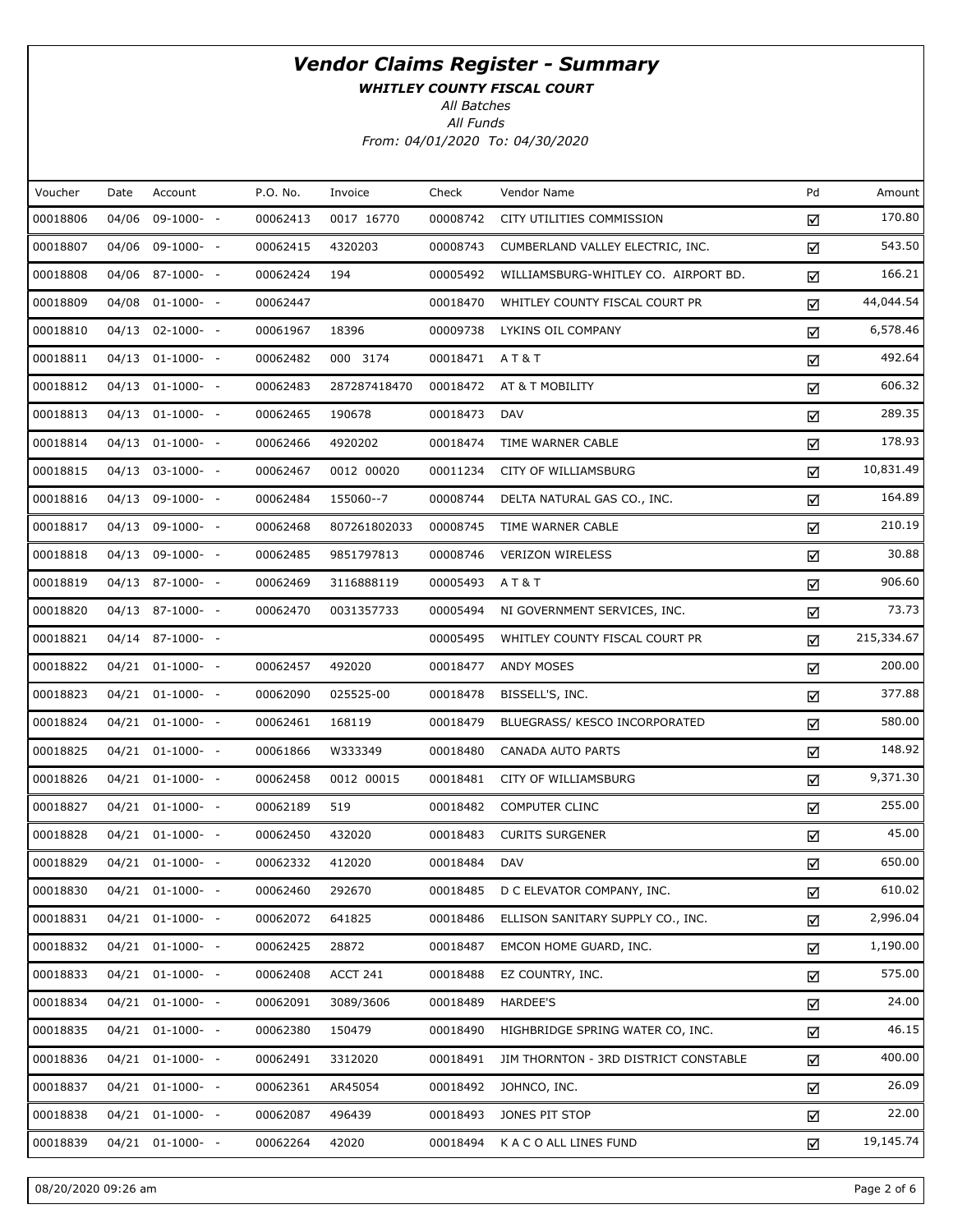# Vendor Claims Register - Summary

***WHITLEY COUNTY FISCAL COURT***

*All Batches*

*All Funds*

*From: 04/01/2020 To: 04/30/2020*

| Voucher | Date | Account | P.O. No. | Invoice | Check | Vendor Name | Pd | Amount |
|---|---|---|---|---|---|---|---|---|
| 00018806 | 04/06 | 09-1000- - | 00062413 | 0017 16770 | 00008742 | CITY UTILITIES COMMISSION | ☑ | 170.80 |
| 00018807 | 04/06 | 09-1000- - | 00062415 | 4320203 | 00008743 | CUMBERLAND VALLEY ELECTRIC, INC. | ☑ | 543.50 |
| 00018808 | 04/06 | 87-1000- - | 00062424 | 194 | 00005492 | WILLIAMSBURG-WHITLEY CO. AIRPORT BD. | ☑ | 166.21 |
| 00018809 | 04/08 | 01-1000- - | 00062447 | | 00018470 | WHITLEY COUNTY FISCAL COURT PR | ☑ | 44,044.54 |
| 00018810 | 04/13 | 02-1000- - | 00061967 | 18396 | 00009738 | LYKINS OIL COMPANY | ☑ | 6,578.46 |
| 00018811 | 04/13 | 01-1000- - | 00062482 | 000 3174 | 00018471 | A T & T | ☑ | 492.64 |
| 00018812 | 04/13 | 01-1000- - | 00062483 | 287287418470 | 00018472 | AT & T MOBILITY | ☑ | 606.32 |
| 00018813 | 04/13 | 01-1000- - | 00062465 | 190678 | 00018473 | DAV | ☑ | 289.35 |
| 00018814 | 04/13 | 01-1000- - | 00062466 | 4920202 | 00018474 | TIME WARNER CABLE | ☑ | 178.93 |
| 00018815 | 04/13 | 03-1000- - | 00062467 | 0012 00020 | 00011234 | CITY OF WILLIAMSBURG | ☑ | 10,831.49 |
| 00018816 | 04/13 | 09-1000- - | 00062484 | 155060--7 | 00008744 | DELTA NATURAL GAS CO., INC. | ☑ | 164.89 |
| 00018817 | 04/13 | 09-1000- - | 00062468 | 807261802033 | 00008745 | TIME WARNER CABLE | ☑ | 210.19 |
| 00018818 | 04/13 | 09-1000- - | 00062485 | 9851797813 | 00008746 | VERIZON WIRELESS | ☑ | 30.88 |
| 00018819 | 04/13 | 87-1000- - | 00062469 | 3116888119 | 00005493 | A T & T | ☑ | 906.60 |
| 00018820 | 04/13 | 87-1000- - | 00062470 | 0031357733 | 00005494 | NI GOVERNMENT SERVICES, INC. | ☑ | 73.73 |
| 00018821 | 04/14 | 87-1000- - | | | 00005495 | WHITLEY COUNTY FISCAL COURT PR | ☑ | 215,334.67 |
| 00018822 | 04/21 | 01-1000- - | 00062457 | 492020 | 00018477 | ANDY MOSES | ☑ | 200.00 |
| 00018823 | 04/21 | 01-1000- - | 00062090 | 025525-00 | 00018478 | BISSELL'S, INC. | ☑ | 377.88 |
| 00018824 | 04/21 | 01-1000- - | 00062461 | 168119 | 00018479 | BLUEGRASS/ KESCO INCORPORATED | ☑ | 580.00 |
| 00018825 | 04/21 | 01-1000- - | 00061866 | W333349 | 00018480 | CANADA AUTO PARTS | ☑ | 148.92 |
| 00018826 | 04/21 | 01-1000- - | 00062458 | 0012 00015 | 00018481 | CITY OF WILLIAMSBURG | ☑ | 9,371.30 |
| 00018827 | 04/21 | 01-1000- - | 00062189 | 519 | 00018482 | COMPUTER CLINC | ☑ | 255.00 |
| 00018828 | 04/21 | 01-1000- - | 00062450 | 432020 | 00018483 | CURITS SURGENER | ☑ | 45.00 |
| 00018829 | 04/21 | 01-1000- - | 00062332 | 412020 | 00018484 | DAV | ☑ | 650.00 |
| 00018830 | 04/21 | 01-1000- - | 00062460 | 292670 | 00018485 | D C ELEVATOR COMPANY, INC. | ☑ | 610.02 |
| 00018831 | 04/21 | 01-1000- - | 00062072 | 641825 | 00018486 | ELLISON SANITARY SUPPLY CO., INC. | ☑ | 2,996.04 |
| 00018832 | 04/21 | 01-1000- - | 00062425 | 28872 | 00018487 | EMCON HOME GUARD, INC. | ☑ | 1,190.00 |
| 00018833 | 04/21 | 01-1000- - | 00062408 | ACCT 241 | 00018488 | EZ COUNTRY, INC. | ☑ | 575.00 |
| 00018834 | 04/21 | 01-1000- - | 00062091 | 3089/3606 | 00018489 | HARDEE'S | ☑ | 24.00 |
| 00018835 | 04/21 | 01-1000- - | 00062380 | 150479 | 00018490 | HIGHBRIDGE SPRING WATER CO, INC. | ☑ | 46.15 |
| 00018836 | 04/21 | 01-1000- - | 00062491 | 3312020 | 00018491 | JIM THORNTON - 3RD DISTRICT CONSTABLE | ☑ | 400.00 |
| 00018837 | 04/21 | 01-1000- - | 00062361 | AR45054 | 00018492 | JOHNCO, INC. | ☑ | 26.09 |
| 00018838 | 04/21 | 01-1000- - | 00062087 | 496439 | 00018493 | JONES PIT STOP | ☑ | 22.00 |
| 00018839 | 04/21 | 01-1000- - | 00062264 | 42020 | 00018494 | K A C O ALL LINES FUND | ☑ | 19,145.74 |

08/20/2020 09:26 am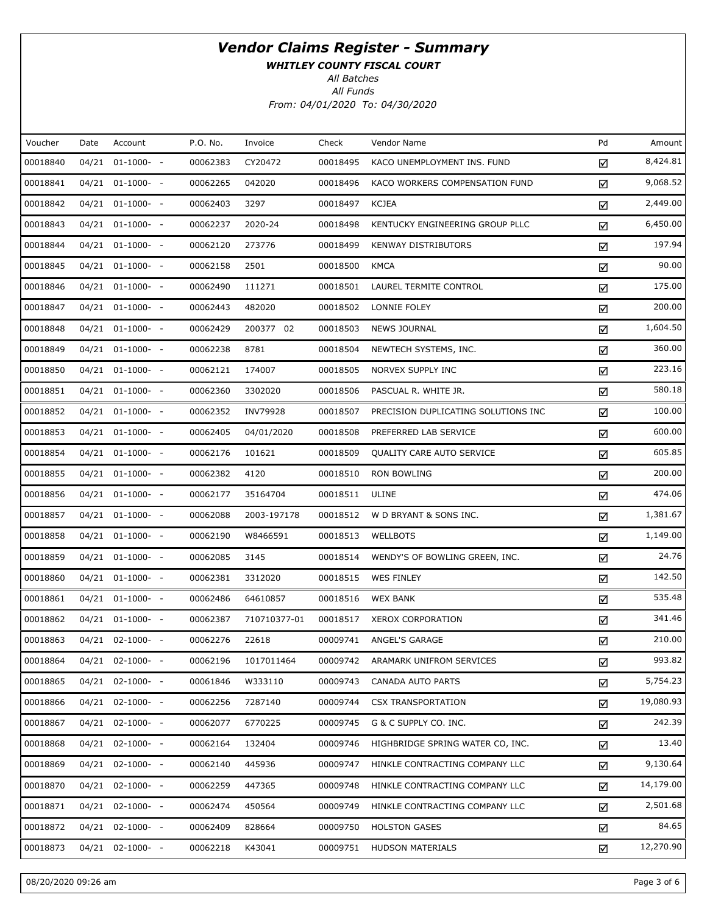# Vendor Claims Register - Summary

***WHITLEY COUNTY FISCAL COURT***

*All Batches*

*All Funds*

*From: 04/01/2020 To: 04/30/2020*

| Voucher | Date | Account | P.O. No. | Invoice | Check | Vendor Name | Pd | Amount |
|---|---|---|---|---|---|---|---|---|
| 00018840 | 04/21 | 01-1000- - | 00062383 | CY20472 | 00018495 | KACO UNEMPLOYMENT INS. FUND | ☑ | 8,424.81 |
| 00018841 | 04/21 | 01-1000- - | 00062265 | 042020 | 00018496 | KACO WORKERS COMPENSATION FUND | ☑ | 9,068.52 |
| 00018842 | 04/21 | 01-1000- - | 00062403 | 3297 | 00018497 | KCJEA | ☑ | 2,449.00 |
| 00018843 | 04/21 | 01-1000- - | 00062237 | 2020-24 | 00018498 | KENTUCKY ENGINEERING GROUP PLLC | ☑ | 6,450.00 |
| 00018844 | 04/21 | 01-1000- - | 00062120 | 273776 | 00018499 | KENWAY DISTRIBUTORS | ☑ | 197.94 |
| 00018845 | 04/21 | 01-1000- - | 00062158 | 2501 | 00018500 | KMCA | ☑ | 90.00 |
| 00018846 | 04/21 | 01-1000- - | 00062490 | 111271 | 00018501 | LAUREL TERMITE CONTROL | ☑ | 175.00 |
| 00018847 | 04/21 | 01-1000- - | 00062443 | 482020 | 00018502 | LONNIE FOLEY | ☑ | 200.00 |
| 00018848 | 04/21 | 01-1000- - | 00062429 | 200377 02 | 00018503 | NEWS JOURNAL | ☑ | 1,604.50 |
| 00018849 | 04/21 | 01-1000- - | 00062238 | 8781 | 00018504 | NEWTECH SYSTEMS, INC. | ☑ | 360.00 |
| 00018850 | 04/21 | 01-1000- - | 00062121 | 174007 | 00018505 | NORVEX SUPPLY INC | ☑ | 223.16 |
| 00018851 | 04/21 | 01-1000- - | 00062360 | 3302020 | 00018506 | PASCUAL R. WHITE JR. | ☑ | 580.18 |
| 00018852 | 04/21 | 01-1000- - | 00062352 | INV79928 | 00018507 | PRECISION DUPLICATING SOLUTIONS INC | ☑ | 100.00 |
| 00018853 | 04/21 | 01-1000- - | 00062405 | 04/01/2020 | 00018508 | PREFERRED LAB SERVICE | ☑ | 600.00 |
| 00018854 | 04/21 | 01-1000- - | 00062176 | 101621 | 00018509 | QUALITY CARE AUTO SERVICE | ☑ | 605.85 |
| 00018855 | 04/21 | 01-1000- - | 00062382 | 4120 | 00018510 | RON BOWLING | ☑ | 200.00 |
| 00018856 | 04/21 | 01-1000- - | 00062177 | 35164704 | 00018511 | ULINE | ☑ | 474.06 |
| 00018857 | 04/21 | 01-1000- - | 00062088 | 2003-197178 | 00018512 | W D BRYANT & SONS INC. | ☑ | 1,381.67 |
| 00018858 | 04/21 | 01-1000- - | 00062190 | W8466591 | 00018513 | WELLBOTS | ☑ | 1,149.00 |
| 00018859 | 04/21 | 01-1000- - | 00062085 | 3145 | 00018514 | WENDY'S OF BOWLING GREEN, INC. | ☑ | 24.76 |
| 00018860 | 04/21 | 01-1000- - | 00062381 | 3312020 | 00018515 | WES FINLEY | ☑ | 142.50 |
| 00018861 | 04/21 | 01-1000- - | 00062486 | 64610857 | 00018516 | WEX BANK | ☑ | 535.48 |
| 00018862 | 04/21 | 01-1000- - | 00062387 | 710710377-01 | 00018517 | XEROX CORPORATION | ☑ | 341.46 |
| 00018863 | 04/21 | 02-1000- - | 00062276 | 22618 | 00009741 | ANGEL'S GARAGE | ☑ | 210.00 |
| 00018864 | 04/21 | 02-1000- - | 00062196 | 1017011464 | 00009742 | ARAMARK UNIFROM SERVICES | ☑ | 993.82 |
| 00018865 | 04/21 | 02-1000- - | 00061846 | W333110 | 00009743 | CANADA AUTO PARTS | ☑ | 5,754.23 |
| 00018866 | 04/21 | 02-1000- - | 00062256 | 7287140 | 00009744 | CSX TRANSPORTATION | ☑ | 19,080.93 |
| 00018867 | 04/21 | 02-1000- - | 00062077 | 6770225 | 00009745 | G & C SUPPLY CO. INC. | ☑ | 242.39 |
| 00018868 | 04/21 | 02-1000- - | 00062164 | 132404 | 00009746 | HIGHBRIDGE SPRING WATER CO, INC. | ☑ | 13.40 |
| 00018869 | 04/21 | 02-1000- - | 00062140 | 445936 | 00009747 | HINKLE CONTRACTING COMPANY LLC | ☑ | 9,130.64 |
| 00018870 | 04/21 | 02-1000- - | 00062259 | 447365 | 00009748 | HINKLE CONTRACTING COMPANY LLC | ☑ | 14,179.00 |
| 00018871 | 04/21 | 02-1000- - | 00062474 | 450564 | 00009749 | HINKLE CONTRACTING COMPANY LLC | ☑ | 2,501.68 |
| 00018872 | 04/21 | 02-1000- - | 00062409 | 828664 | 00009750 | HOLSTON GASES | ☑ | 84.65 |
| 00018873 | 04/21 | 02-1000- - | 00062218 | K43041 | 00009751 | HUDSON MATERIALS | ☑ | 12,270.90 |

08/20/2020 09:26 am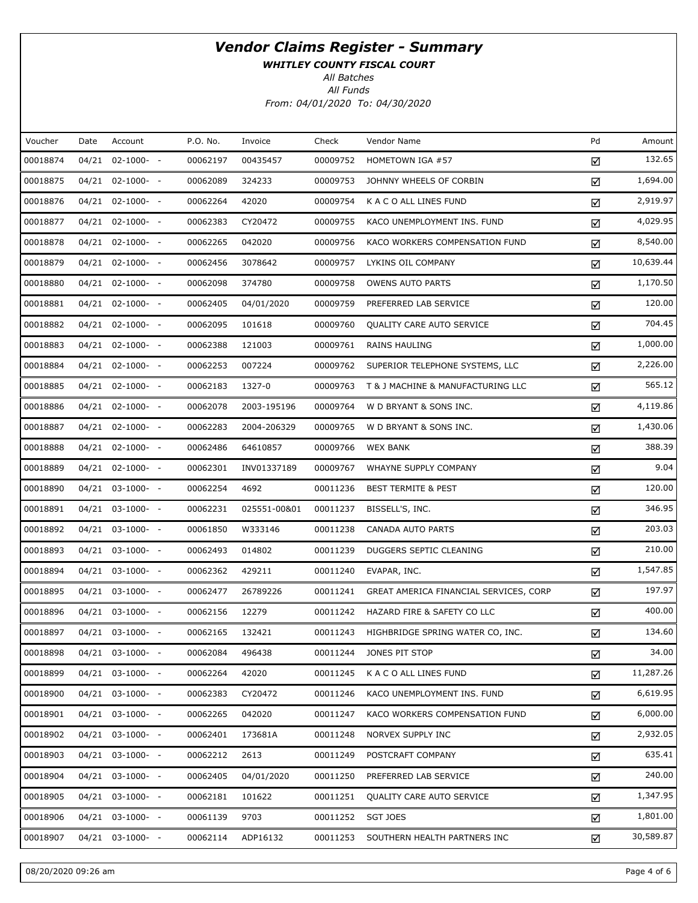# *Vendor Claims Register - Summary*

***WHITLEY COUNTY FISCAL COURT***

*All Batches*

*All Funds*

*From: 04/01/2020 To: 04/30/2020*

| Voucher | Date | Account | P.O. No. | Invoice | Check | Vendor Name | Pd | Amount |
|---|---|---|---|---|---|---|---|---|
| 00018874 | 04/21 | 02-1000- - | 00062197 | 00435457 | 00009752 | HOMETOWN IGA #57 | ☑ | 132.65 |
| 00018875 | 04/21 | 02-1000- - | 00062089 | 324233 | 00009753 | JOHNNY WHEELS OF CORBIN | ☑ | 1,694.00 |
| 00018876 | 04/21 | 02-1000- - | 00062264 | 42020 | 00009754 | K A C O ALL LINES FUND | ☑ | 2,919.97 |
| 00018877 | 04/21 | 02-1000- - | 00062383 | CY20472 | 00009755 | KACO UNEMPLOYMENT INS. FUND | ☑ | 4,029.95 |
| 00018878 | 04/21 | 02-1000- - | 00062265 | 042020 | 00009756 | KACO WORKERS COMPENSATION FUND | ☑ | 8,540.00 |
| 00018879 | 04/21 | 02-1000- - | 00062456 | 3078642 | 00009757 | LYKINS OIL COMPANY | ☑ | 10,639.44 |
| 00018880 | 04/21 | 02-1000- - | 00062098 | 374780 | 00009758 | OWENS AUTO PARTS | ☑ | 1,170.50 |
| 00018881 | 04/21 | 02-1000- - | 00062405 | 04/01/2020 | 00009759 | PREFERRED LAB SERVICE | ☑ | 120.00 |
| 00018882 | 04/21 | 02-1000- - | 00062095 | 101618 | 00009760 | QUALITY CARE AUTO SERVICE | ☑ | 704.45 |
| 00018883 | 04/21 | 02-1000- - | 00062388 | 121003 | 00009761 | RAINS HAULING | ☑ | 1,000.00 |
| 00018884 | 04/21 | 02-1000- - | 00062253 | 007224 | 00009762 | SUPERIOR TELEPHONE SYSTEMS, LLC | ☑ | 2,226.00 |
| 00018885 | 04/21 | 02-1000- - | 00062183 | 1327-0 | 00009763 | T & J MACHINE & MANUFACTURING LLC | ☑ | 565.12 |
| 00018886 | 04/21 | 02-1000- - | 00062078 | 2003-195196 | 00009764 | W D BRYANT & SONS INC. | ☑ | 4,119.86 |
| 00018887 | 04/21 | 02-1000- - | 00062283 | 2004-206329 | 00009765 | W D BRYANT & SONS INC. | ☑ | 1,430.06 |
| 00018888 | 04/21 | 02-1000- - | 00062486 | 64610857 | 00009766 | WEX BANK | ☑ | 388.39 |
| 00018889 | 04/21 | 02-1000- - | 00062301 | INV01337189 | 00009767 | WHAYNE SUPPLY COMPANY | ☑ | 9.04 |
| 00018890 | 04/21 | 03-1000- - | 00062254 | 4692 | 00011236 | BEST TERMITE & PEST | ☑ | 120.00 |
| 00018891 | 04/21 | 03-1000- - | 00062231 | 025551-00&01 | 00011237 | BISSELL'S, INC. | ☑ | 346.95 |
| 00018892 | 04/21 | 03-1000- - | 00061850 | W333146 | 00011238 | CANADA AUTO PARTS | ☑ | 203.03 |
| 00018893 | 04/21 | 03-1000- - | 00062493 | 014802 | 00011239 | DUGGERS SEPTIC CLEANING | ☑ | 210.00 |
| 00018894 | 04/21 | 03-1000- - | 00062362 | 429211 | 00011240 | EVAPAR, INC. | ☑ | 1,547.85 |
| 00018895 | 04/21 | 03-1000- - | 00062477 | 26789226 | 00011241 | GREAT AMERICA FINANCIAL SERVICES, CORP | ☑ | 197.97 |
| 00018896 | 04/21 | 03-1000- - | 00062156 | 12279 | 00011242 | HAZARD FIRE & SAFETY CO LLC | ☑ | 400.00 |
| 00018897 | 04/21 | 03-1000- - | 00062165 | 132421 | 00011243 | HIGHBRIDGE SPRING WATER CO, INC. | ☑ | 134.60 |
| 00018898 | 04/21 | 03-1000- - | 00062084 | 496438 | 00011244 | JONES PIT STOP | ☑ | 34.00 |
| 00018899 | 04/21 | 03-1000- - | 00062264 | 42020 | 00011245 | K A C O ALL LINES FUND | ☑ | 11,287.26 |
| 00018900 | 04/21 | 03-1000- - | 00062383 | CY20472 | 00011246 | KACO UNEMPLOYMENT INS. FUND | ☑ | 6,619.95 |
| 00018901 | 04/21 | 03-1000- - | 00062265 | 042020 | 00011247 | KACO WORKERS COMPENSATION FUND | ☑ | 6,000.00 |
| 00018902 | 04/21 | 03-1000- - | 00062401 | 173681A | 00011248 | NORVEX SUPPLY INC | ☑ | 2,932.05 |
| 00018903 | 04/21 | 03-1000- - | 00062212 | 2613 | 00011249 | POSTCRAFT COMPANY | ☑ | 635.41 |
| 00018904 | 04/21 | 03-1000- - | 00062405 | 04/01/2020 | 00011250 | PREFERRED LAB SERVICE | ☑ | 240.00 |
| 00018905 | 04/21 | 03-1000- - | 00062181 | 101622 | 00011251 | QUALITY CARE AUTO SERVICE | ☑ | 1,347.95 |
| 00018906 | 04/21 | 03-1000- - | 00061139 | 9703 | 00011252 | SGT JOES | ☑ | 1,801.00 |
| 00018907 | 04/21 | 03-1000- - | 00062114 | ADP16132 | 00011253 | SOUTHERN HEALTH PARTNERS INC | ☑ | 30,589.87 |

08/20/2020 09:26 am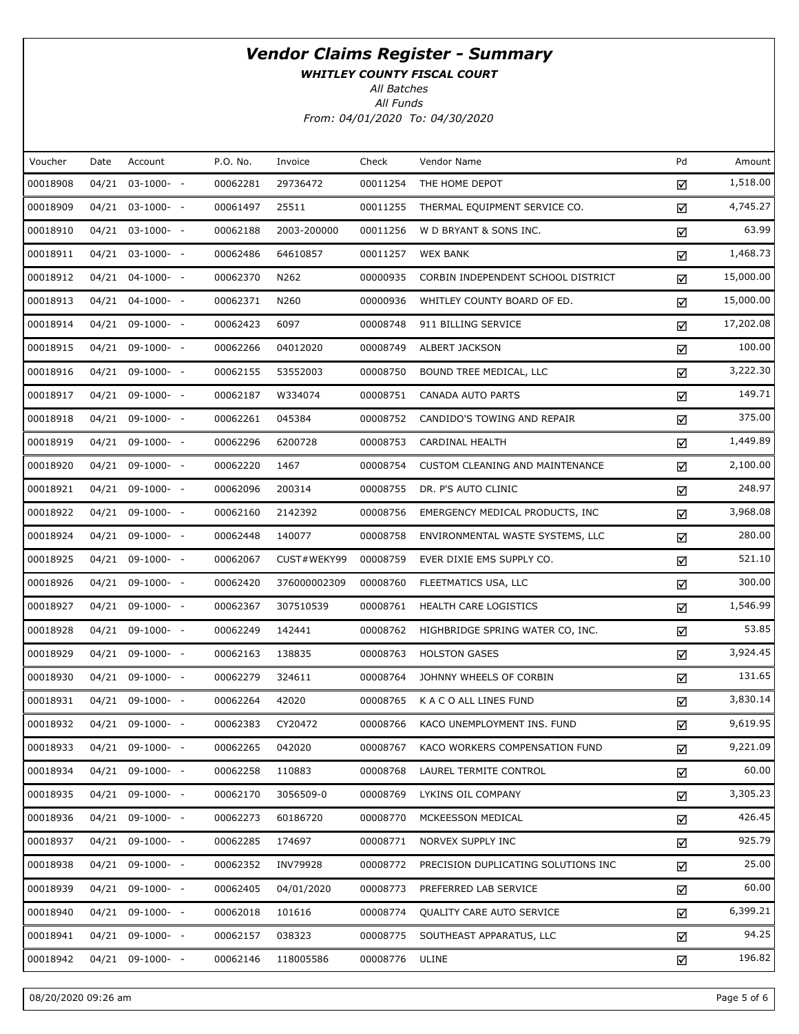# Vendor Claims Register - Summary

***WHITLEY COUNTY FISCAL COURT***

*All Batches*

*All Funds*

*From: 04/01/2020 To: 04/30/2020*

| Voucher | Date | Account | P.O. No. | Invoice | Check | Vendor Name | Pd | Amount |
|---|---|---|---|---|---|---|---|---|
| 00018908 | 04/21 | 03-1000- - | 00062281 | 29736472 | 00011254 | THE HOME DEPOT | ☑ | 1,518.00 |
| 00018909 | 04/21 | 03-1000- - | 00061497 | 25511 | 00011255 | THERMAL EQUIPMENT SERVICE CO. | ☑ | 4,745.27 |
| 00018910 | 04/21 | 03-1000- - | 00062188 | 2003-200000 | 00011256 | W D BRYANT & SONS INC. | ☑ | 63.99 |
| 00018911 | 04/21 | 03-1000- - | 00062486 | 64610857 | 00011257 | WEX BANK | ☑ | 1,468.73 |
| 00018912 | 04/21 | 04-1000- - | 00062370 | N262 | 00000935 | CORBIN INDEPENDENT SCHOOL DISTRICT | ☑ | 15,000.00 |
| 00018913 | 04/21 | 04-1000- - | 00062371 | N260 | 00000936 | WHITLEY COUNTY BOARD OF ED. | ☑ | 15,000.00 |
| 00018914 | 04/21 | 09-1000- - | 00062423 | 6097 | 00008748 | 911 BILLING SERVICE | ☑ | 17,202.08 |
| 00018915 | 04/21 | 09-1000- - | 00062266 | 04012020 | 00008749 | ALBERT JACKSON | ☑ | 100.00 |
| 00018916 | 04/21 | 09-1000- - | 00062155 | 53552003 | 00008750 | BOUND TREE MEDICAL, LLC | ☑ | 3,222.30 |
| 00018917 | 04/21 | 09-1000- - | 00062187 | W334074 | 00008751 | CANADA AUTO PARTS | ☑ | 149.71 |
| 00018918 | 04/21 | 09-1000- - | 00062261 | 045384 | 00008752 | CANDIDO'S TOWING AND REPAIR | ☑ | 375.00 |
| 00018919 | 04/21 | 09-1000- - | 00062296 | 6200728 | 00008753 | CARDINAL HEALTH | ☑ | 1,449.89 |
| 00018920 | 04/21 | 09-1000- - | 00062220 | 1467 | 00008754 | CUSTOM CLEANING AND MAINTENANCE | ☑ | 2,100.00 |
| 00018921 | 04/21 | 09-1000- - | 00062096 | 200314 | 00008755 | DR. P'S AUTO CLINIC | ☑ | 248.97 |
| 00018922 | 04/21 | 09-1000- - | 00062160 | 2142392 | 00008756 | EMERGENCY MEDICAL PRODUCTS, INC | ☑ | 3,968.08 |
| 00018924 | 04/21 | 09-1000- - | 00062448 | 140077 | 00008758 | ENVIRONMENTAL WASTE SYSTEMS, LLC | ☑ | 280.00 |
| 00018925 | 04/21 | 09-1000- - | 00062067 | CUST#WEKY99 | 00008759 | EVER DIXIE EMS SUPPLY CO. | ☑ | 521.10 |
| 00018926 | 04/21 | 09-1000- - | 00062420 | 376000002309 | 00008760 | FLEETMATICS USA, LLC | ☑ | 300.00 |
| 00018927 | 04/21 | 09-1000- - | 00062367 | 307510539 | 00008761 | HEALTH CARE LOGISTICS | ☑ | 1,546.99 |
| 00018928 | 04/21 | 09-1000- - | 00062249 | 142441 | 00008762 | HIGHBRIDGE SPRING WATER CO, INC. | ☑ | 53.85 |
| 00018929 | 04/21 | 09-1000- - | 00062163 | 138835 | 00008763 | HOLSTON GASES | ☑ | 3,924.45 |
| 00018930 | 04/21 | 09-1000- - | 00062279 | 324611 | 00008764 | JOHNNY WHEELS OF CORBIN | ☑ | 131.65 |
| 00018931 | 04/21 | 09-1000- - | 00062264 | 42020 | 00008765 | K A C O ALL LINES FUND | ☑ | 3,830.14 |
| 00018932 | 04/21 | 09-1000- - | 00062383 | CY20472 | 00008766 | KACO UNEMPLOYMENT INS. FUND | ☑ | 9,619.95 |
| 00018933 | 04/21 | 09-1000- - | 00062265 | 042020 | 00008767 | KACO WORKERS COMPENSATION FUND | ☑ | 9,221.09 |
| 00018934 | 04/21 | 09-1000- - | 00062258 | 110883 | 00008768 | LAUREL TERMITE CONTROL | ☑ | 60.00 |
| 00018935 | 04/21 | 09-1000- - | 00062170 | 3056509-0 | 00008769 | LYKINS OIL COMPANY | ☑ | 3,305.23 |
| 00018936 | 04/21 | 09-1000- - | 00062273 | 60186720 | 00008770 | MCKEESSON MEDICAL | ☑ | 426.45 |
| 00018937 | 04/21 | 09-1000- - | 00062285 | 174697 | 00008771 | NORVEX SUPPLY INC | ☑ | 925.79 |
| 00018938 | 04/21 | 09-1000- - | 00062352 | INV79928 | 00008772 | PRECISION DUPLICATING SOLUTIONS INC | ☑ | 25.00 |
| 00018939 | 04/21 | 09-1000- - | 00062405 | 04/01/2020 | 00008773 | PREFERRED LAB SERVICE | ☑ | 60.00 |
| 00018940 | 04/21 | 09-1000- - | 00062018 | 101616 | 00008774 | QUALITY CARE AUTO SERVICE | ☑ | 6,399.21 |
| 00018941 | 04/21 | 09-1000- - | 00062157 | 038323 | 00008775 | SOUTHEAST APPARATUS, LLC | ☑ | 94.25 |
| 00018942 | 04/21 | 09-1000- - | 00062146 | 118005586 | 00008776 | ULINE | ☑ | 196.82 |

08/20/2020 09:26 am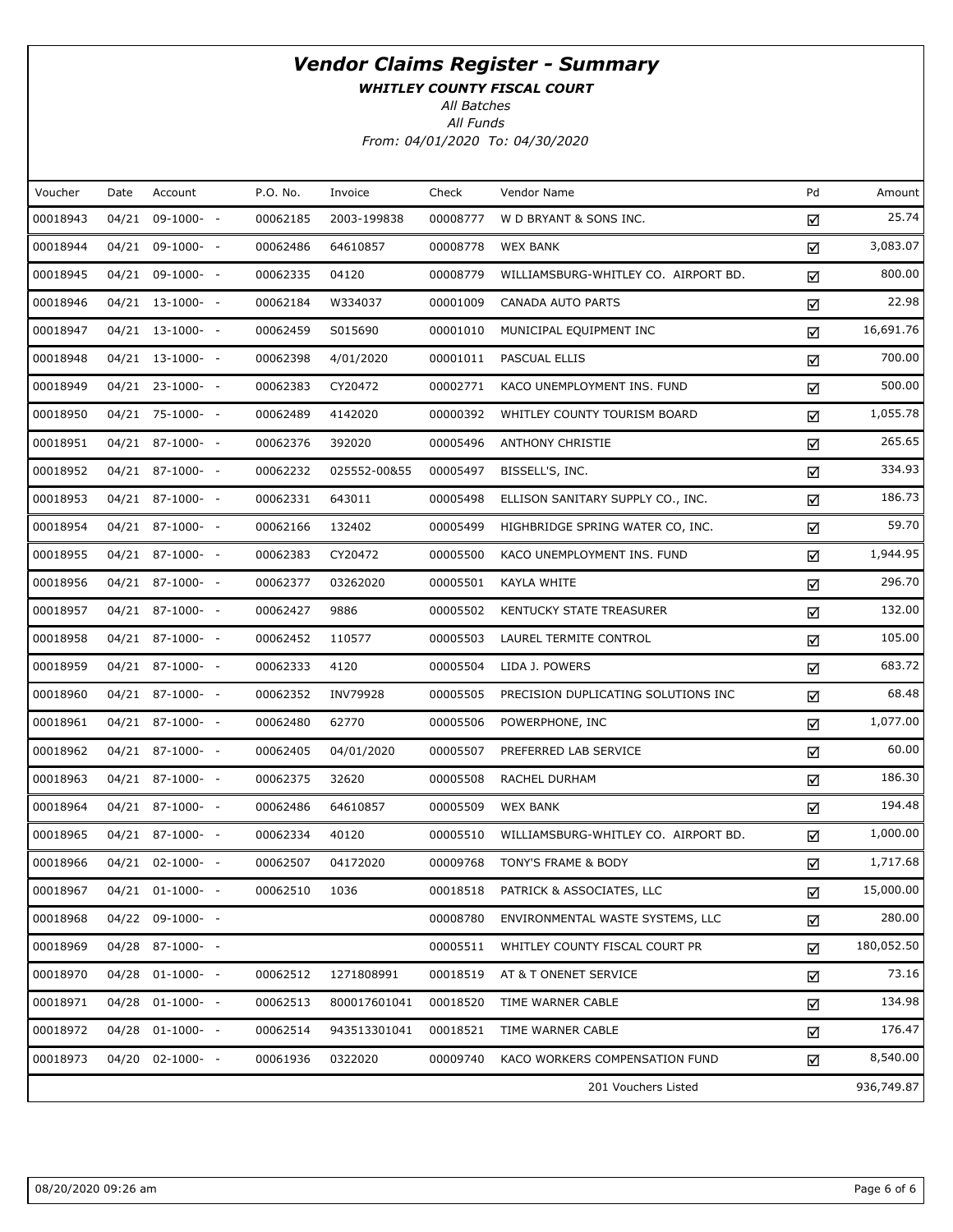# Vendor Claims Register - Summary

***WHITLEY COUNTY FISCAL COURT***

*All Batches*

*All Funds*

*From: 04/01/2020 To: 04/30/2020*

| Voucher | Date | Account | P.O. No. | Invoice | Check | Vendor Name | Pd | Amount |
|---|---|---|---|---|---|---|---|---|
| 00018943 | 04/21 | 09-1000- - | 00062185 | 2003-199838 | 00008777 | W D BRYANT & SONS INC. | ☑ | 25.74 |
| 00018944 | 04/21 | 09-1000- - | 00062486 | 64610857 | 00008778 | WEX BANK | ☑ | 3,083.07 |
| 00018945 | 04/21 | 09-1000- - | 00062335 | 04120 | 00008779 | WILLIAMSBURG-WHITLEY CO. AIRPORT BD. | ☑ | 800.00 |
| 00018946 | 04/21 | 13-1000- - | 00062184 | W334037 | 00001009 | CANADA AUTO PARTS | ☑ | 22.98 |
| 00018947 | 04/21 | 13-1000- - | 00062459 | S015690 | 00001010 | MUNICIPAL EQUIPMENT INC | ☑ | 16,691.76 |
| 00018948 | 04/21 | 13-1000- - | 00062398 | 4/01/2020 | 00001011 | PASCUAL ELLIS | ☑ | 700.00 |
| 00018949 | 04/21 | 23-1000- - | 00062383 | CY20472 | 00002771 | KACO UNEMPLOYMENT INS. FUND | ☑ | 500.00 |
| 00018950 | 04/21 | 75-1000- - | 00062489 | 4142020 | 00000392 | WHITLEY COUNTY TOURISM BOARD | ☑ | 1,055.78 |
| 00018951 | 04/21 | 87-1000- - | 00062376 | 392020 | 00005496 | ANTHONY CHRISTIE | ☑ | 265.65 |
| 00018952 | 04/21 | 87-1000- - | 00062232 | 025552-00&55 | 00005497 | BISSELL'S, INC. | ☑ | 334.93 |
| 00018953 | 04/21 | 87-1000- - | 00062331 | 643011 | 00005498 | ELLISON SANITARY SUPPLY CO., INC. | ☑ | 186.73 |
| 00018954 | 04/21 | 87-1000- - | 00062166 | 132402 | 00005499 | HIGHBRIDGE SPRING WATER CO, INC. | ☑ | 59.70 |
| 00018955 | 04/21 | 87-1000- - | 00062383 | CY20472 | 00005500 | KACO UNEMPLOYMENT INS. FUND | ☑ | 1,944.95 |
| 00018956 | 04/21 | 87-1000- - | 00062377 | 03262020 | 00005501 | KAYLA WHITE | ☑ | 296.70 |
| 00018957 | 04/21 | 87-1000- - | 00062427 | 9886 | 00005502 | KENTUCKY STATE TREASURER | ☑ | 132.00 |
| 00018958 | 04/21 | 87-1000- - | 00062452 | 110577 | 00005503 | LAUREL TERMITE CONTROL | ☑ | 105.00 |
| 00018959 | 04/21 | 87-1000- - | 00062333 | 4120 | 00005504 | LIDA J. POWERS | ☑ | 683.72 |
| 00018960 | 04/21 | 87-1000- - | 00062352 | INV79928 | 00005505 | PRECISION DUPLICATING SOLUTIONS INC | ☑ | 68.48 |
| 00018961 | 04/21 | 87-1000- - | 00062480 | 62770 | 00005506 | POWERPHONE, INC | ☑ | 1,077.00 |
| 00018962 | 04/21 | 87-1000- - | 00062405 | 04/01/2020 | 00005507 | PREFERRED LAB SERVICE | ☑ | 60.00 |
| 00018963 | 04/21 | 87-1000- - | 00062375 | 32620 | 00005508 | RACHEL DURHAM | ☑ | 186.30 |
| 00018964 | 04/21 | 87-1000- - | 00062486 | 64610857 | 00005509 | WEX BANK | ☑ | 194.48 |
| 00018965 | 04/21 | 87-1000- - | 00062334 | 40120 | 00005510 | WILLIAMSBURG-WHITLEY CO. AIRPORT BD. | ☑ | 1,000.00 |
| 00018966 | 04/21 | 02-1000- - | 00062507 | 04172020 | 00009768 | TONY'S FRAME & BODY | ☑ | 1,717.68 |
| 00018967 | 04/21 | 01-1000- - | 00062510 | 1036 | 00018518 | PATRICK & ASSOCIATES, LLC | ☑ | 15,000.00 |
| 00018968 | 04/22 | 09-1000- - | | | 00008780 | ENVIRONMENTAL WASTE SYSTEMS, LLC | ☑ | 280.00 |
| 00018969 | 04/28 | 87-1000- - | | | 00005511 | WHITLEY COUNTY FISCAL COURT PR | ☑ | 180,052.50 |
| 00018970 | 04/28 | 01-1000- - | 00062512 | 1271808991 | 00018519 | AT & T ONENET SERVICE | ☑ | 73.16 |
| 00018971 | 04/28 | 01-1000- - | 00062513 | 800017601041 | 00018520 | TIME WARNER CABLE | ☑ | 134.98 |
| 00018972 | 04/28 | 01-1000- - | 00062514 | 943513301041 | 00018521 | TIME WARNER CABLE | ☑ | 176.47 |
| 00018973 | 04/20 | 02-1000- - | 00061936 | 0322020 | 00009740 | KACO WORKERS COMPENSATION FUND | ☑ | 8,540.00 |
| | | | | | | 201 Vouchers Listed | | 936,749.87 |

08/20/2020 09:26 am